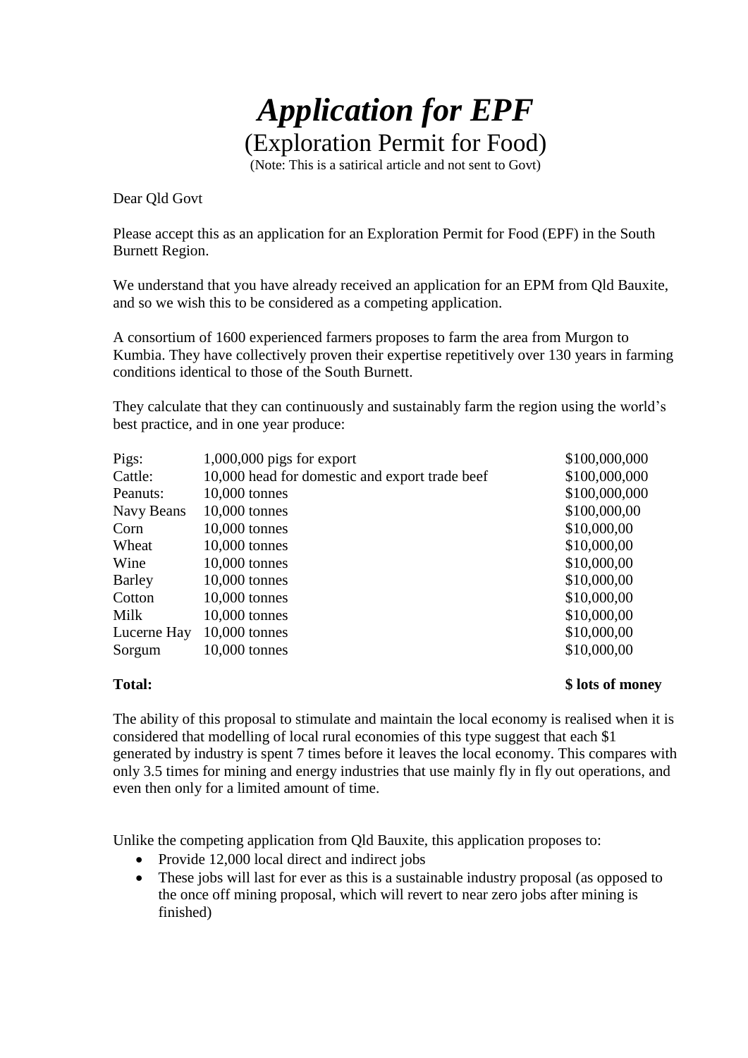# *Application for EPF*

(Exploration Permit for Food)

(Note: This is a satirical article and not sent to Govt)

Dear Qld Govt

Please accept this as an application for an Exploration Permit for Food (EPF) in the South Burnett Region.

We understand that you have already received an application for an EPM from Qld Bauxite, and so we wish this to be considered as a competing application.

A consortium of 1600 experienced farmers proposes to farm the area from Murgon to Kumbia. They have collectively proven their expertise repetitively over 130 years in farming conditions identical to those of the South Burnett.

They calculate that they can continuously and sustainably farm the region using the world's best practice, and in one year produce:

| | | |
|---|---|---|
| Pigs: | 1,000,000 pigs for export | $100,000,000 |
| Cattle: | 10,000 head for domestic and export trade beef | $100,000,000 |
| Peanuts: | 10,000 tonnes | $100,000,000 |
| Navy Beans | 10,000 tonnes | $100,000,00 |
| Corn | 10,000 tonnes | $10,000,00 |
| Wheat | 10,000 tonnes | $10,000,00 |
| Wine | 10,000 tonnes | $10,000,00 |
| Barley | 10,000 tonnes | $10,000,00 |
| Cotton | 10,000 tonnes | $10,000,00 |
| Milk | 10,000 tonnes | $10,000,00 |
| Lucerne Hay | 10,000 tonnes | $10,000,00 |
| Sorgum | 10,000 tonnes | $10,000,00 |
| **Total:** | | **$ lots of money** |

The ability of this proposal to stimulate and maintain the local economy is realised when it is considered that modelling of local rural economies of this type suggest that each $1 generated by industry is spent 7 times before it leaves the local economy. This compares with only 3.5 times for mining and energy industries that use mainly fly in fly out operations, and even then only for a limited amount of time.

Unlike the competing application from Qld Bauxite, this application proposes to:

- Provide 12,000 local direct and indirect jobs
- These jobs will last for ever as this is a sustainable industry proposal (as opposed to the once off mining proposal, which will revert to near zero jobs after mining is finished)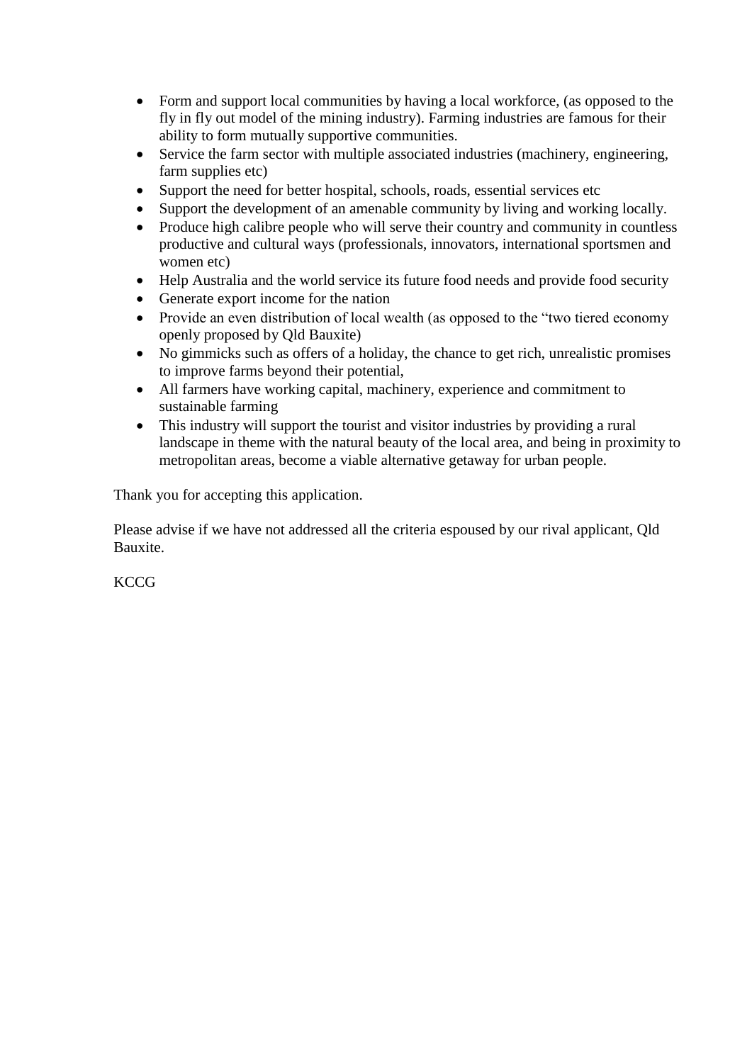- Form and support local communities by having a local workforce, (as opposed to the fly in fly out model of the mining industry). Farming industries are famous for their ability to form mutually supportive communities.
- Service the farm sector with multiple associated industries (machinery, engineering, farm supplies etc)
- Support the need for better hospital, schools, roads, essential services etc
- Support the development of an amenable community by living and working locally.
- Produce high calibre people who will serve their country and community in countless productive and cultural ways (professionals, innovators, international sportsmen and women etc)
- Help Australia and the world service its future food needs and provide food security
- Generate export income for the nation
- Provide an even distribution of local wealth (as opposed to the "two tiered economy openly proposed by Qld Bauxite)
- No gimmicks such as offers of a holiday, the chance to get rich, unrealistic promises to improve farms beyond their potential,
- All farmers have working capital, machinery, experience and commitment to sustainable farming
- This industry will support the tourist and visitor industries by providing a rural landscape in theme with the natural beauty of the local area, and being in proximity to metropolitan areas, become a viable alternative getaway for urban people.

Thank you for accepting this application.

Please advise if we have not addressed all the criteria espoused by our rival applicant, Qld Bauxite.

KCCG